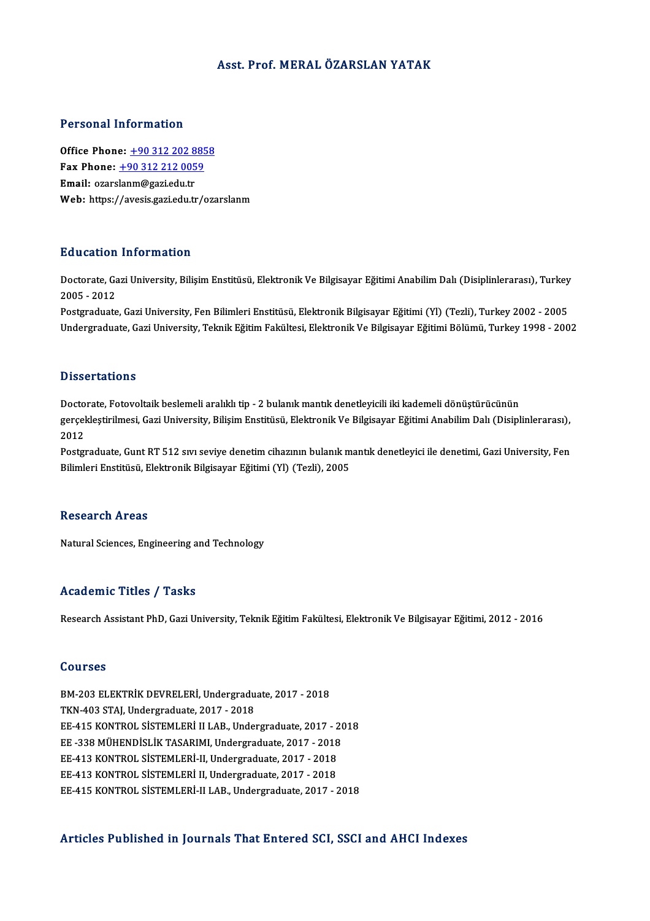# Asst. Prof. MERAL ÖZARSLAN YATAK

## Personal Information

**Office Phone:** +90 312 202 8858
**Fax Phone:** +90 312 212 0059
**Email:** ozarslanm@gazi.edu.tr
**Web:** https://avesis.gazi.edu.tr/ozarslanm

## Education Information

Doctorate, Gazi University, Bilişim Enstitüsü, Elektronik Ve Bilgisayar Eğitimi Anabilim Dalı (Disiplinlerarası), Turkey 2005 - 2012
Postgraduate, Gazi University, Fen Bilimleri Enstitüsü, Elektronik Bilgisayar Eğitimi (Yl) (Tezli), Turkey 2002 - 2005
Undergraduate, Gazi University, Teknik Eğitim Fakültesi, Elektronik Ve Bilgisayar Eğitimi Bölümü, Turkey 1998 - 2002

## Dissertations

Doctorate, Fotovoltaik beslemeli aralıklı tip - 2 bulanık mantık denetleyicili iki kademeli dönüştürücünün gerçekleştirilmesi, Gazi University, Bilişim Enstitüsü, Elektronik Ve Bilgisayar Eğitimi Anabilim Dalı (Disiplinlerarası), 2012
Postgraduate, Gunt RT 512 sıvı seviye denetim cihazının bulanık mantık denetleyici ile denetimi, Gazi University, Fen Bilimleri Enstitüsü, Elektronik Bilgisayar Eğitimi (Yl) (Tezli), 2005

## Research Areas

Natural Sciences, Engineering and Technology

## Academic Titles / Tasks

Research Assistant PhD, Gazi University, Teknik Eğitim Fakültesi, Elektronik Ve Bilgisayar Eğitimi, 2012 - 2016

## Courses

BM-203 ELEKTRİK DEVRELERİ, Undergraduate, 2017 - 2018
TKN-403 STAJ, Undergraduate, 2017 - 2018
EE-415 KONTROL SİSTEMLERİ II LAB., Undergraduate, 2017 - 2018
EE -338 MÜHENDİSLİK TASARIMI, Undergraduate, 2017 - 2018
EE-413 KONTROL SİSTEMLERİ-II, Undergraduate, 2017 - 2018
EE-413 KONTROL SİSTEMLERİ II, Undergraduate, 2017 - 2018
EE-415 KONTROL SİSTEMLERİ-II LAB., Undergraduate, 2017 - 2018

## Articles Published in Journals That Entered SCI, SSCI and AHCI Indexes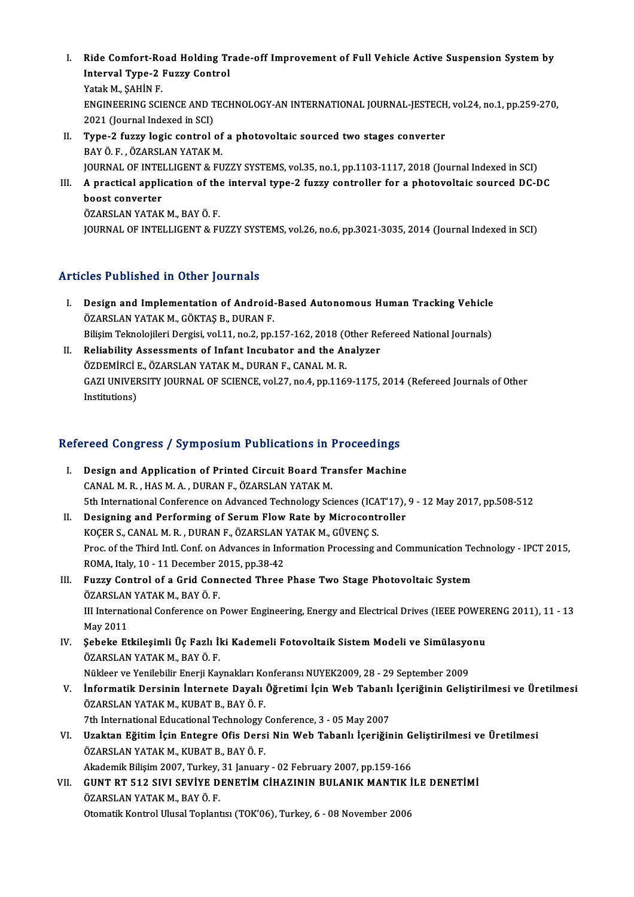I. **Ride Comfort-Road Holding Trade-off Improvement of Full Vehicle Active Suspension System by Interval Type-2 Fuzzy Control**
   Yatak M., ŞAHİN F.
   ENGINEERING SCIENCE AND TECHNOLOGY-AN INTERNATIONAL JOURNAL-JESTECH, vol.24, no.1, pp.259-270, 2021 (Journal Indexed in SCI)
II. **Type-2 fuzzy logic control of a photovoltaic sourced two stages converter**
   BAY Ö. F. , ÖZARSLAN YATAK M.
   JOURNAL OF INTELLIGENT & FUZZY SYSTEMS, vol.35, no.1, pp.1103-1117, 2018 (Journal Indexed in SCI)
III. **A practical application of the interval type-2 fuzzy controller for a photovoltaic sourced DC-DC boost converter**
   ÖZARSLAN YATAK M., BAY Ö. F.
   JOURNAL OF INTELLIGENT & FUZZY SYSTEMS, vol.26, no.6, pp.3021-3035, 2014 (Journal Indexed in SCI)

## Articles Published in Other Journals

I. **Design and Implementation of Android-Based Autonomous Human Tracking Vehicle**
   ÖZARSLAN YATAK M., GÖKTAŞ B., DURAN F.
   Bilişim Teknolojileri Dergisi, vol.11, no.2, pp.157-162, 2018 (Other Refereed National Journals)
II. **Reliability Assessments of Infant Incubator and the Analyzer**
   ÖZDEMİRCİ E., ÖZARSLAN YATAK M., DURAN F., CANAL M. R.
   GAZI UNIVERSITY JOURNAL OF SCIENCE, vol.27, no.4, pp.1169-1175, 2014 (Refereed Journals of Other Institutions)

## Refereed Congress / Symposium Publications in Proceedings

I. **Design and Application of Printed Circuit Board Transfer Machine**
   CANAL M. R. , HAS M. A. , DURAN F., ÖZARSLAN YATAK M.
   5th International Conference on Advanced Technology Sciences (ICAT'17), 9 - 12 May 2017, pp.508-512
II. **Designing and Performing of Serum Flow Rate by Microcontroller**
   KOÇER S., CANAL M. R. , DURAN F., ÖZARSLAN YATAK M., GÜVENÇ S.
   Proc. of the Third Intl. Conf. on Advances in Information Processing and Communication Technology - IPCT 2015, ROMA, Italy, 10 - 11 December 2015, pp.38-42
III. **Fuzzy Control of a Grid Connected Three Phase Two Stage Photovoltaic System**
   ÖZARSLAN YATAK M., BAY Ö. F.
   III International Conference on Power Engineering, Energy and Electrical Drives (IEEE POWERENG 2011), 11 - 13 May 2011
IV. **Şebeke Etkileşimli Üç Fazlı İki Kademeli Fotovoltaik Sistem Modeli ve Simülasyonu**
   ÖZARSLAN YATAK M., BAY Ö. F.
   Nükleer ve Yenilebilir Enerji Kaynakları Konferansı NUYEK2009, 28 - 29 September 2009
V. **İnformatik Dersinin İnternete Dayalı Öğretimi İçin Web Tabanlı İçeriğinin Geliştirilmesi ve Üretilmesi**
   ÖZARSLAN YATAK M., KUBAT B., BAY Ö. F.
   7th International Educational Technology Conference, 3 - 05 May 2007
VI. **Uzaktan Eğitim İçin Entegre Ofis Dersi Nin Web Tabanlı İçeriğinin Geliştirilmesi ve Üretilmesi**
   ÖZARSLAN YATAK M., KUBAT B., BAY Ö. F.
   Akademik Bilişim 2007, Turkey, 31 January - 02 February 2007, pp.159-166
VII. **GUNT RT 512 SIVI SEVİYE DENETİM CİHAZININ BULANIK MANTIK İLE DENETİMİ**
   ÖZARSLAN YATAK M., BAY Ö. F.
   Otomatik Kontrol Ulusal Toplantısı (TOK'06), Turkey, 6 - 08 November 2006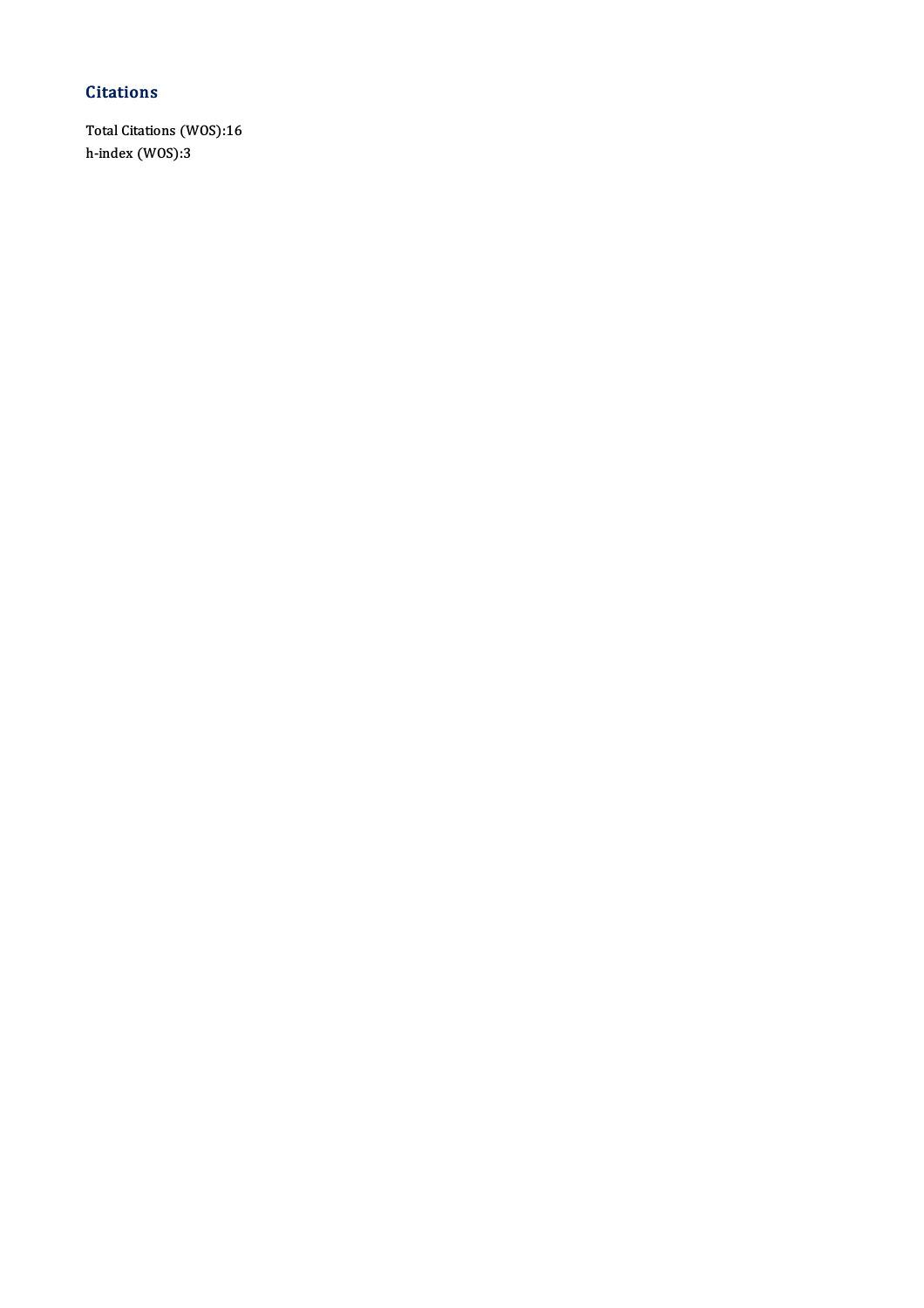## Citations

Total Citations (WOS):16
h-index (WOS):3